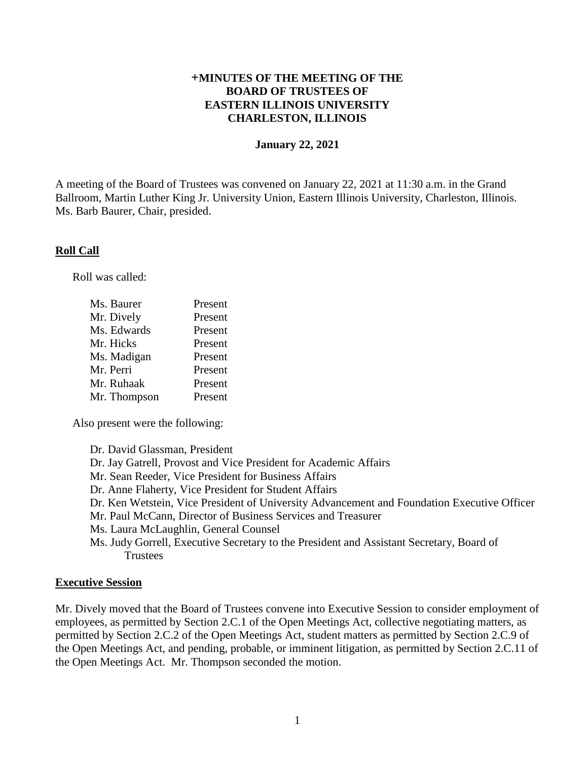# +MINUTES OF THE MEETING OF THE BOARD OF TRUSTEES OF EASTERN ILLINOIS UNIVERSITY CHARLESTON, ILLINOIS

**January 22, 2021**

A meeting of the Board of Trustees was convened on January 22, 2021 at 11:30 a.m. in the Grand Ballroom, Martin Luther King Jr. University Union, Eastern Illinois University, Charleston, Illinois. Ms. Barb Baurer, Chair, presided.

## Roll Call

Roll was called:

| | |
|---|---|
| Ms. Baurer | Present |
| Mr. Dively | Present |
| Ms. Edwards | Present |
| Mr. Hicks | Present |
| Ms. Madigan | Present |
| Mr. Perri | Present |
| Mr. Ruhaak | Present |
| Mr. Thompson | Present |

Also present were the following:

- Dr. David Glassman, President
- Dr. Jay Gatrell, Provost and Vice President for Academic Affairs
- Mr. Sean Reeder, Vice President for Business Affairs
- Dr. Anne Flaherty, Vice President for Student Affairs
- Dr. Ken Wetstein, Vice President of University Advancement and Foundation Executive Officer
- Mr. Paul McCann, Director of Business Services and Treasurer
- Ms. Laura McLaughlin, General Counsel
- Ms. Judy Gorrell, Executive Secretary to the President and Assistant Secretary, Board of Trustees

## Executive Session

Mr. Dively moved that the Board of Trustees convene into Executive Session to consider employment of employees, as permitted by Section 2.C.1 of the Open Meetings Act, collective negotiating matters, as permitted by Section 2.C.2 of the Open Meetings Act, student matters as permitted by Section 2.C.9 of the Open Meetings Act, and pending, probable, or imminent litigation, as permitted by Section 2.C.11 of the Open Meetings Act. Mr. Thompson seconded the motion.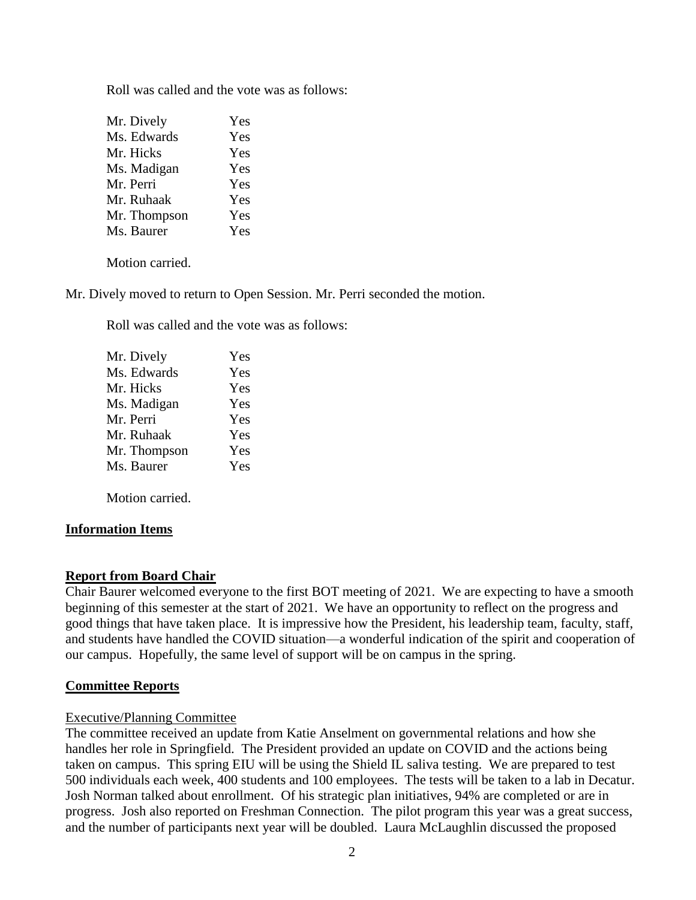Roll was called and the vote was as follows:

| | |
|---|---|
| Mr. Dively | Yes |
| Ms. Edwards | Yes |
| Mr. Hicks | Yes |
| Ms. Madigan | Yes |
| Mr. Perri | Yes |
| Mr. Ruhaak | Yes |
| Mr. Thompson | Yes |
| Ms. Baurer | Yes |

Motion carried.

Mr. Dively moved to return to Open Session. Mr. Perri seconded the motion.

Roll was called and the vote was as follows:

| | |
|---|---|
| Mr. Dively | Yes |
| Ms. Edwards | Yes |
| Mr. Hicks | Yes |
| Ms. Madigan | Yes |
| Mr. Perri | Yes |
| Mr. Ruhaak | Yes |
| Mr. Thompson | Yes |
| Ms. Baurer | Yes |

Motion carried.

## Information Items

## Report from Board Chair

Chair Baurer welcomed everyone to the first BOT meeting of 2021. We are expecting to have a smooth beginning of this semester at the start of 2021. We have an opportunity to reflect on the progress and good things that have taken place. It is impressive how the President, his leadership team, faculty, staff, and students have handled the COVID situation—a wonderful indication of the spirit and cooperation of our campus. Hopefully, the same level of support will be on campus in the spring.

## Committee Reports

### Executive/Planning Committee

The committee received an update from Katie Anselment on governmental relations and how she handles her role in Springfield. The President provided an update on COVID and the actions being taken on campus. This spring EIU will be using the Shield IL saliva testing. We are prepared to test 500 individuals each week, 400 students and 100 employees. The tests will be taken to a lab in Decatur. Josh Norman talked about enrollment. Of his strategic plan initiatives, 94% are completed or are in progress. Josh also reported on Freshman Connection. The pilot program this year was a great success, and the number of participants next year will be doubled. Laura McLaughlin discussed the proposed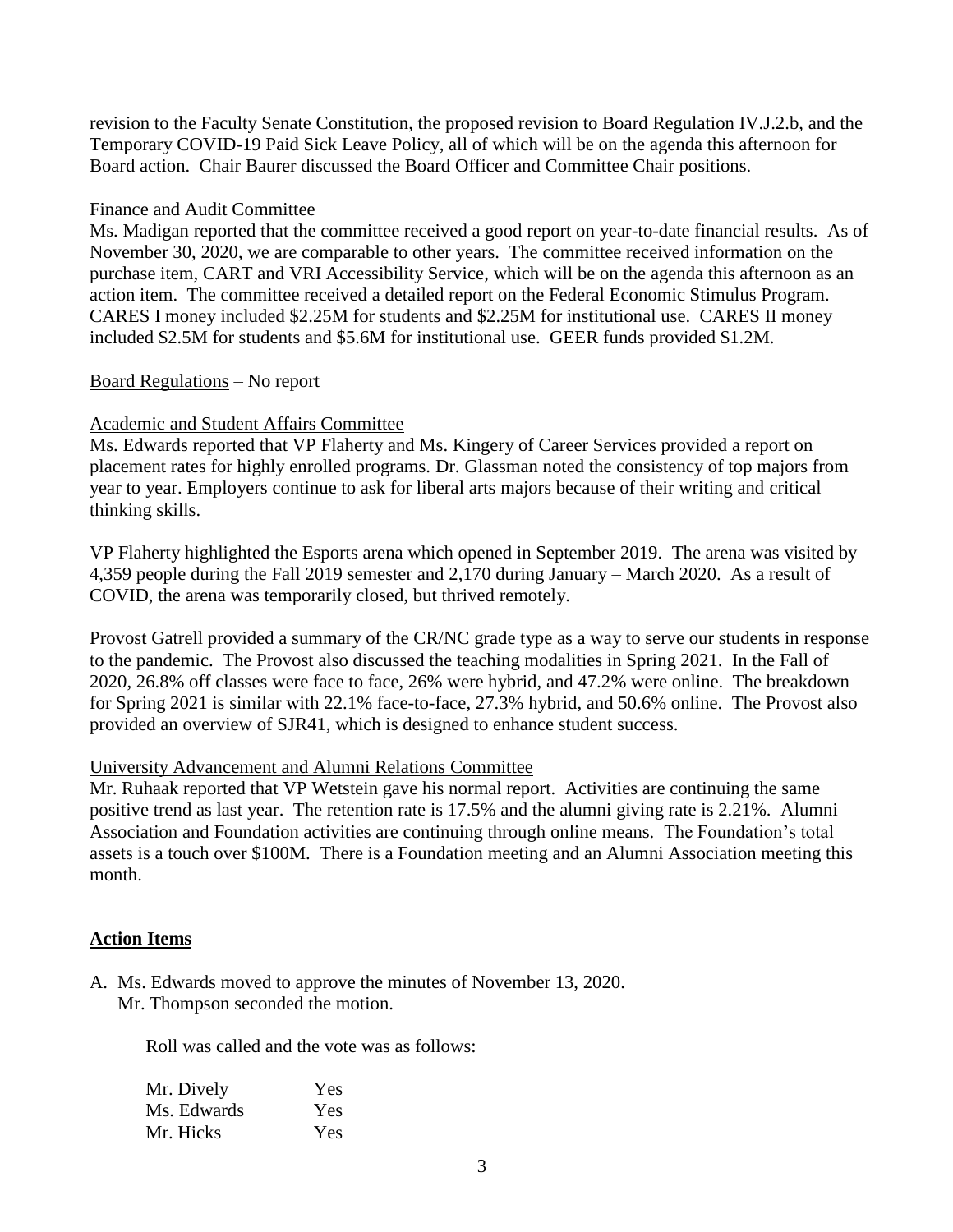revision to the Faculty Senate Constitution, the proposed revision to Board Regulation IV.J.2.b, and the Temporary COVID-19 Paid Sick Leave Policy, all of which will be on the agenda this afternoon for Board action. Chair Baurer discussed the Board Officer and Committee Chair positions.

Finance and Audit Committee

Ms. Madigan reported that the committee received a good report on year-to-date financial results. As of November 30, 2020, we are comparable to other years. The committee received information on the purchase item, CART and VRI Accessibility Service, which will be on the agenda this afternoon as an action item. The committee received a detailed report on the Federal Economic Stimulus Program. CARES I money included \$2.25M for students and \$2.25M for institutional use. CARES II money included \$2.5M for students and \$5.6M for institutional use. GEER funds provided \$1.2M.

Board Regulations – No report

Academic and Student Affairs Committee

Ms. Edwards reported that VP Flaherty and Ms. Kingery of Career Services provided a report on placement rates for highly enrolled programs. Dr. Glassman noted the consistency of top majors from year to year. Employers continue to ask for liberal arts majors because of their writing and critical thinking skills.

VP Flaherty highlighted the Esports arena which opened in September 2019. The arena was visited by 4,359 people during the Fall 2019 semester and 2,170 during January – March 2020. As a result of COVID, the arena was temporarily closed, but thrived remotely.

Provost Gatrell provided a summary of the CR/NC grade type as a way to serve our students in response to the pandemic. The Provost also discussed the teaching modalities in Spring 2021. In the Fall of 2020, 26.8% off classes were face to face, 26% were hybrid, and 47.2% were online. The breakdown for Spring 2021 is similar with 22.1% face-to-face, 27.3% hybrid, and 50.6% online. The Provost also provided an overview of SJR41, which is designed to enhance student success.

University Advancement and Alumni Relations Committee

Mr. Ruhaak reported that VP Wetstein gave his normal report. Activities are continuing the same positive trend as last year. The retention rate is 17.5% and the alumni giving rate is 2.21%. Alumni Association and Foundation activities are continuing through online means. The Foundation's total assets is a touch over \$100M. There is a Foundation meeting and an Alumni Association meeting this month.

## Action Items

A. Ms. Edwards moved to approve the minutes of November 13, 2020.
Mr. Thompson seconded the motion.

Roll was called and the vote was as follows:

| | |
|---|---|
| Mr. Dively | Yes |
| Ms. Edwards | Yes |
| Mr. Hicks | Yes |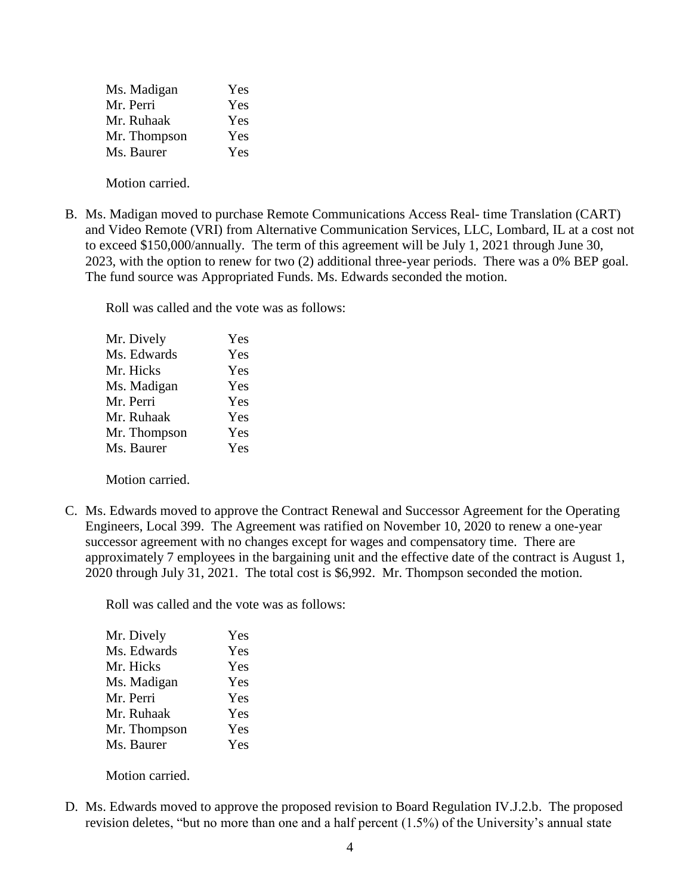| | |
|---|---|
| Ms. Madigan | Yes |
| Mr. Perri | Yes |
| Mr. Ruhaak | Yes |
| Mr. Thompson | Yes |
| Ms. Baurer | Yes |

Motion carried.

B. Ms. Madigan moved to purchase Remote Communications Access Real- time Translation (CART) and Video Remote (VRI) from Alternative Communication Services, LLC, Lombard, IL at a cost not to exceed $150,000/annually. The term of this agreement will be July 1, 2021 through June 30, 2023, with the option to renew for two (2) additional three-year periods. There was a 0% BEP goal. The fund source was Appropriated Funds. Ms. Edwards seconded the motion.

Roll was called and the vote was as follows:

| | |
|---|---|
| Mr. Dively | Yes |
| Ms. Edwards | Yes |
| Mr. Hicks | Yes |
| Ms. Madigan | Yes |
| Mr. Perri | Yes |
| Mr. Ruhaak | Yes |
| Mr. Thompson | Yes |
| Ms. Baurer | Yes |

Motion carried.

C. Ms. Edwards moved to approve the Contract Renewal and Successor Agreement for the Operating Engineers, Local 399. The Agreement was ratified on November 10, 2020 to renew a one-year successor agreement with no changes except for wages and compensatory time. There are approximately 7 employees in the bargaining unit and the effective date of the contract is August 1, 2020 through July 31, 2021. The total cost is $6,992. Mr. Thompson seconded the motion.

Roll was called and the vote was as follows:

| | |
|---|---|
| Mr. Dively | Yes |
| Ms. Edwards | Yes |
| Mr. Hicks | Yes |
| Ms. Madigan | Yes |
| Mr. Perri | Yes |
| Mr. Ruhaak | Yes |
| Mr. Thompson | Yes |
| Ms. Baurer | Yes |

Motion carried.

D. Ms. Edwards moved to approve the proposed revision to Board Regulation IV.J.2.b. The proposed revision deletes, "but no more than one and a half percent (1.5%) of the University's annual state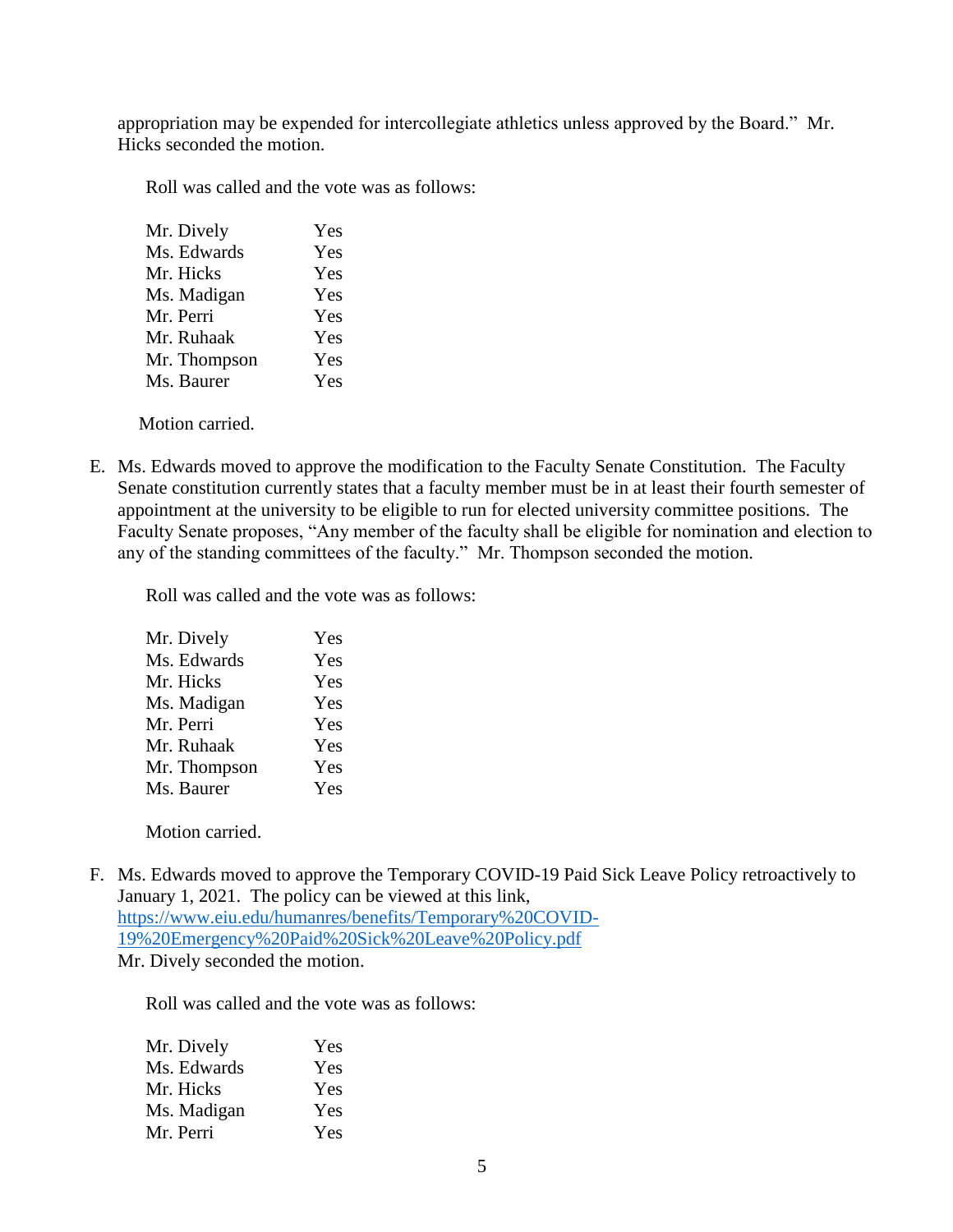appropriation may be expended for intercollegiate athletics unless approved by the Board." Mr. Hicks seconded the motion.

Roll was called and the vote was as follows:

| | |
|---|---|
| Mr. Dively | Yes |
| Ms. Edwards | Yes |
| Mr. Hicks | Yes |
| Ms. Madigan | Yes |
| Mr. Perri | Yes |
| Mr. Ruhaak | Yes |
| Mr. Thompson | Yes |
| Ms. Baurer | Yes |

Motion carried.

E. Ms. Edwards moved to approve the modification to the Faculty Senate Constitution. The Faculty Senate constitution currently states that a faculty member must be in at least their fourth semester of appointment at the university to be eligible to run for elected university committee positions. The Faculty Senate proposes, "Any member of the faculty shall be eligible for nomination and election to any of the standing committees of the faculty." Mr. Thompson seconded the motion.

Roll was called and the vote was as follows:

| | |
|---|---|
| Mr. Dively | Yes |
| Ms. Edwards | Yes |
| Mr. Hicks | Yes |
| Ms. Madigan | Yes |
| Mr. Perri | Yes |
| Mr. Ruhaak | Yes |
| Mr. Thompson | Yes |
| Ms. Baurer | Yes |

Motion carried.

F. Ms. Edwards moved to approve the Temporary COVID-19 Paid Sick Leave Policy retroactively to January 1, 2021. The policy can be viewed at this link, [https://www.eiu.edu/humanres/benefits/Temporary%20COVID-19%20Emergency%20Paid%20Sick%20Leave%20Policy.pdf](https://www.eiu.edu/humanres/benefits/Temporary%20COVID-19%20Emergency%20Paid%20Sick%20Leave%20Policy.pdf)
Mr. Dively seconded the motion.

Roll was called and the vote was as follows:

| | |
|---|---|
| Mr. Dively | Yes |
| Ms. Edwards | Yes |
| Mr. Hicks | Yes |
| Ms. Madigan | Yes |
| Mr. Perri | Yes |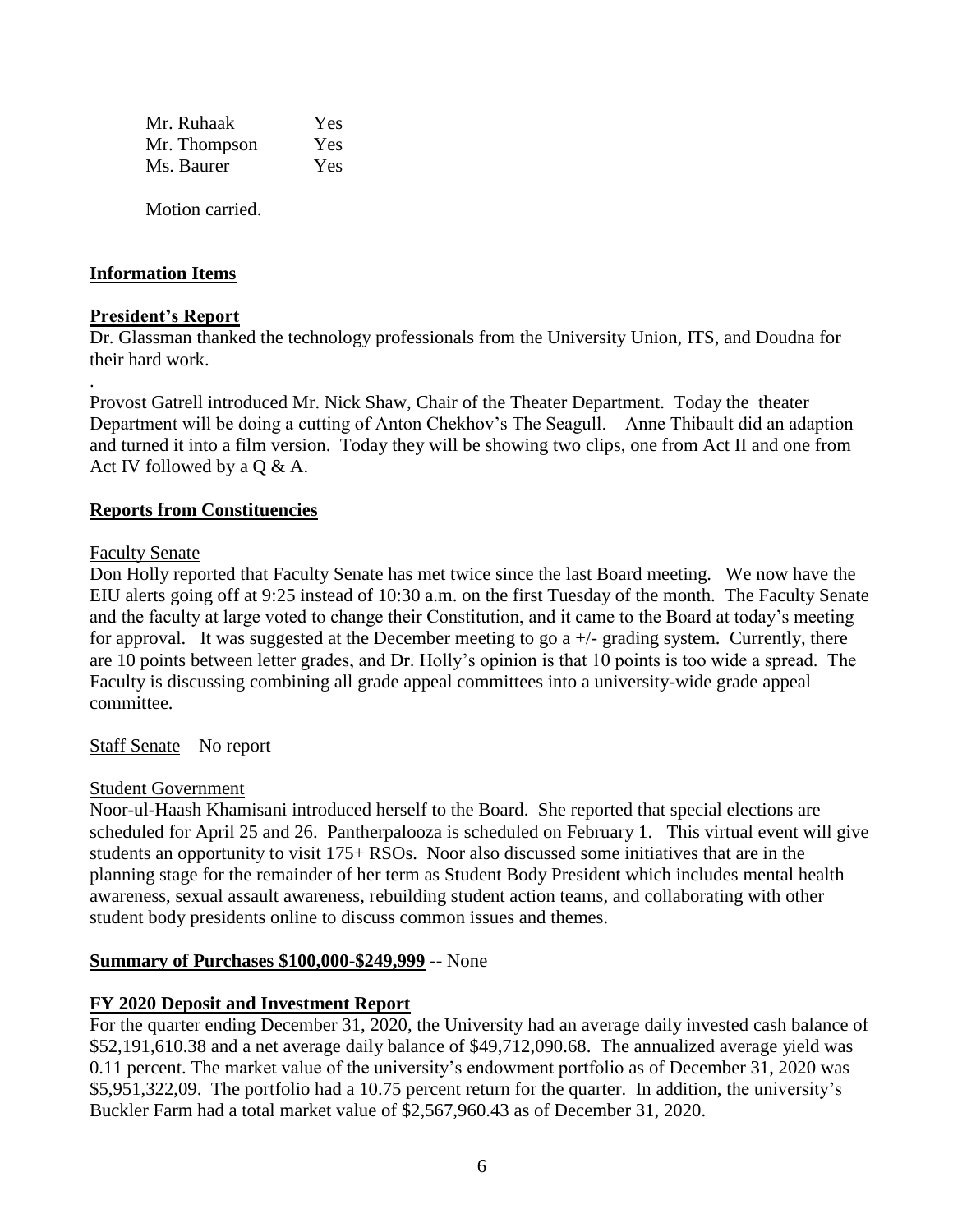| | |
|---|---|
| Mr. Ruhaak | Yes |
| Mr. Thompson | Yes |
| Ms. Baurer | Yes |

Motion carried.

**Information Items**

**President's Report**

Dr. Glassman thanked the technology professionals from the University Union, ITS, and Doudna for their hard work.

.

Provost Gatrell introduced Mr. Nick Shaw, Chair of the Theater Department. Today the theater Department will be doing a cutting of Anton Chekhov's The Seagull. Anne Thibault did an adaption and turned it into a film version. Today they will be showing two clips, one from Act II and one from Act IV followed by a Q & A.

**Reports from Constituencies**

Faculty Senate

Don Holly reported that Faculty Senate has met twice since the last Board meeting. We now have the EIU alerts going off at 9:25 instead of 10:30 a.m. on the first Tuesday of the month. The Faculty Senate and the faculty at large voted to change their Constitution, and it came to the Board at today's meeting for approval. It was suggested at the December meeting to go a +/- grading system. Currently, there are 10 points between letter grades, and Dr. Holly's opinion is that 10 points is too wide a spread. The Faculty is discussing combining all grade appeal committees into a university-wide grade appeal committee.

Staff Senate – No report

Student Government

Noor-ul-Haash Khamisani introduced herself to the Board. She reported that special elections are scheduled for April 25 and 26. Pantherpalooza is scheduled on February 1. This virtual event will give students an opportunity to visit 175+ RSOs. Noor also discussed some initiatives that are in the planning stage for the remainder of her term as Student Body President which includes mental health awareness, sexual assault awareness, rebuilding student action teams, and collaborating with other student body presidents online to discuss common issues and themes.

**Summary of Purchases $100,000-$249,999** -- None

**FY 2020 Deposit and Investment Report**

For the quarter ending December 31, 2020, the University had an average daily invested cash balance of $52,191,610.38 and a net average daily balance of $49,712,090.68. The annualized average yield was 0.11 percent. The market value of the university's endowment portfolio as of December 31, 2020 was $5,951,322,09. The portfolio had a 10.75 percent return for the quarter. In addition, the university's Buckler Farm had a total market value of $2,567,960.43 as of December 31, 2020.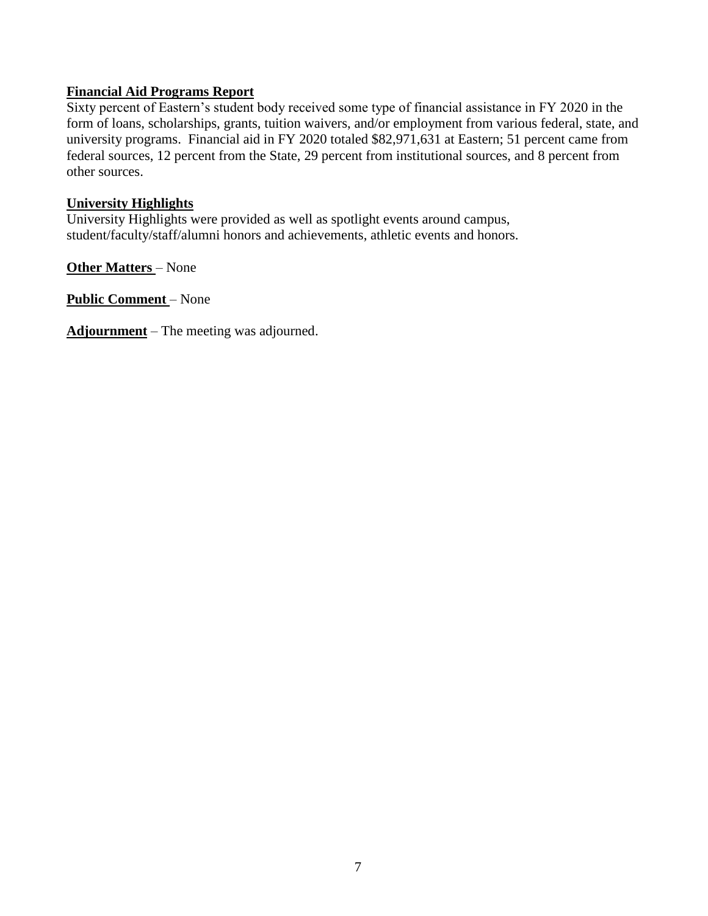**Financial Aid Programs Report**

Sixty percent of Eastern's student body received some type of financial assistance in FY 2020 in the form of loans, scholarships, grants, tuition waivers, and/or employment from various federal, state, and university programs. Financial aid in FY 2020 totaled $82,971,631 at Eastern; 51 percent came from federal sources, 12 percent from the State, 29 percent from institutional sources, and 8 percent from other sources.

**University Highlights**

University Highlights were provided as well as spotlight events around campus, student/faculty/staff/alumni honors and achievements, athletic events and honors.

**Other Matters** – None

**Public Comment** – None

**Adjournment** – The meeting was adjourned.